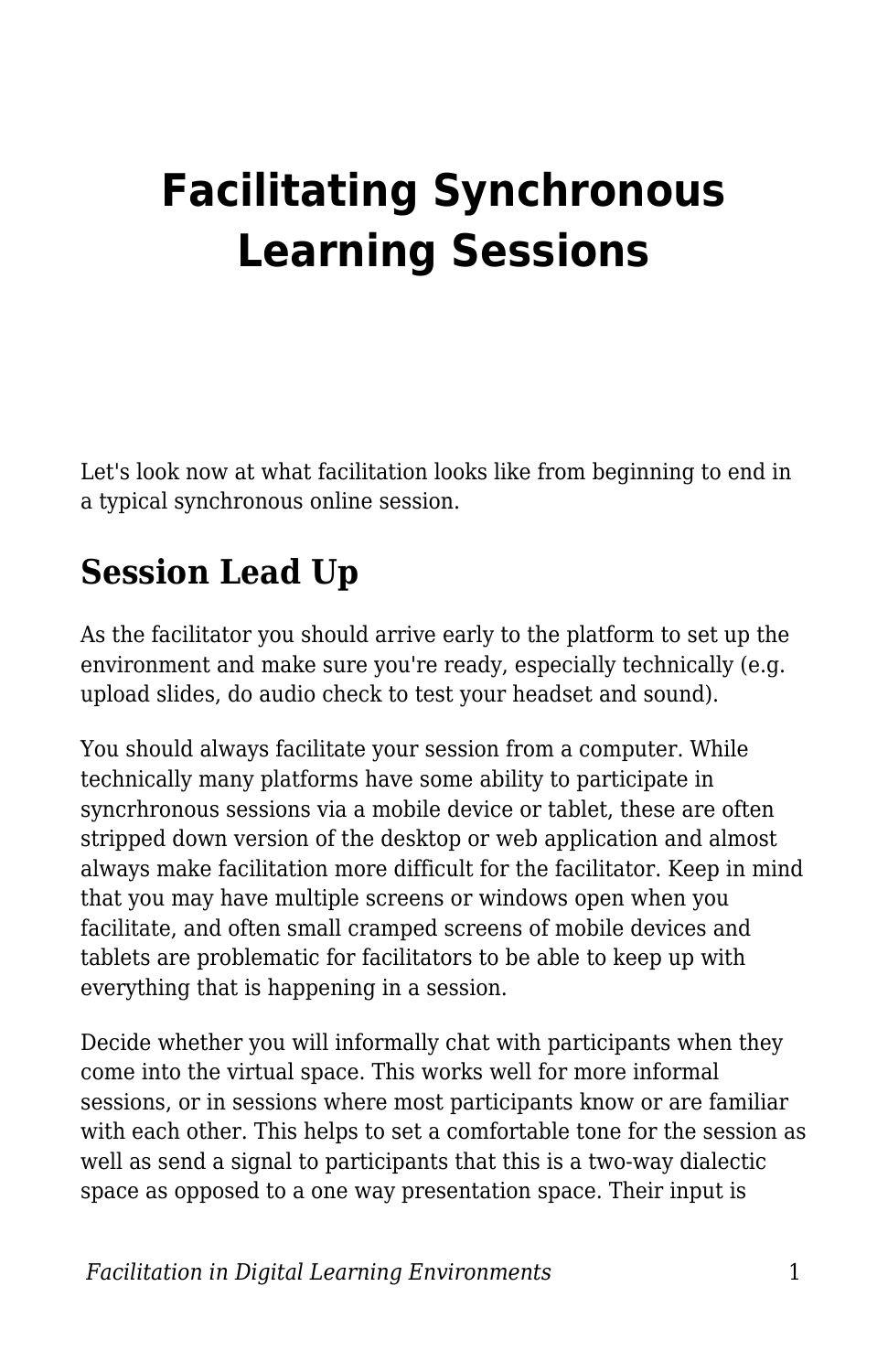# Facilitating Synchronous Learning Sessions

Let's look now at what facilitation looks like from beginning to end in a typical synchronous online session.

## Session Lead Up

As the facilitator you should arrive early to the platform to set up the environment and make sure you're ready, especially technically (e.g. upload slides, do audio check to test your headset and sound).

You should always facilitate your session from a computer. While technically many platforms have some ability to participate in syncrhronous sessions via a mobile device or tablet, these are often stripped down version of the desktop or web application and almost always make facilitation more difficult for the facilitator. Keep in mind that you may have multiple screens or windows open when you facilitate, and often small cramped screens of mobile devices and tablets are problematic for facilitators to be able to keep up with everything that is happening in a session.

Decide whether you will informally chat with participants when they come into the virtual space. This works well for more informal sessions, or in sessions where most participants know or are familiar with each other. This helps to set a comfortable tone for the session as well as send a signal to participants that this is a two-way dialectic space as opposed to a one way presentation space. Their input is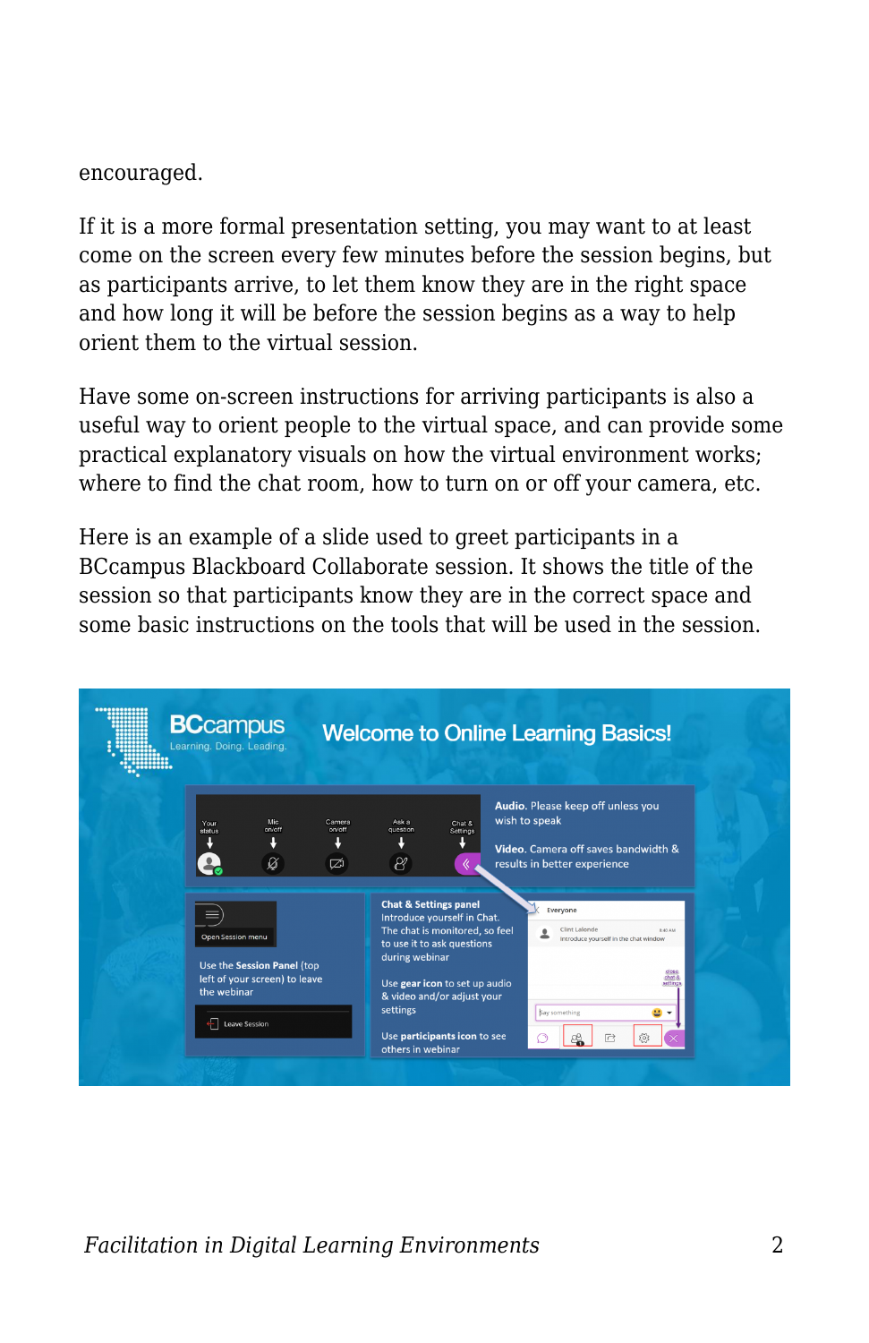encouraged.

If it is a more formal presentation setting, you may want to at least come on the screen every few minutes before the session begins, but as participants arrive, to let them know they are in the right space and how long it will be before the session begins as a way to help orient them to the virtual session.

Have some on-screen instructions for arriving participants is also a useful way to orient people to the virtual space, and can provide some practical explanatory visuals on how the virtual environment works; where to find the chat room, how to turn on or off your camera, etc.

Here is an example of a slide used to greet participants in a BCcampus Blackboard Collaborate session. It shows the title of the session so that participants know they are in the correct space and some basic instructions on the tools that will be used in the session.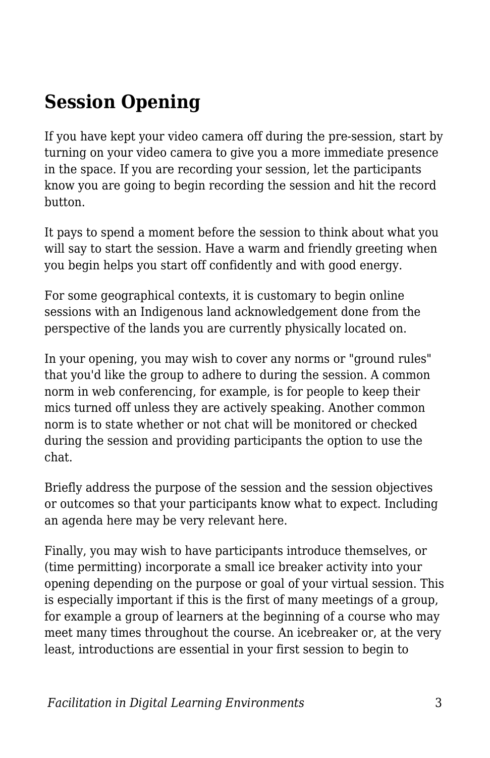## Session Opening

If you have kept your video camera off during the pre-session, start by turning on your video camera to give you a more immediate presence in the space. If you are recording your session, let the participants know you are going to begin recording the session and hit the record button.

It pays to spend a moment before the session to think about what you will say to start the session. Have a warm and friendly greeting when you begin helps you start off confidently and with good energy.

For some geographical contexts, it is customary to begin online sessions with an Indigenous land acknowledgement done from the perspective of the lands you are currently physically located on.

In your opening, you may wish to cover any norms or "ground rules" that you'd like the group to adhere to during the session. A common norm in web conferencing, for example, is for people to keep their mics turned off unless they are actively speaking. Another common norm is to state whether or not chat will be monitored or checked during the session and providing participants the option to use the chat.

Briefly address the purpose of the session and the session objectives or outcomes so that your participants know what to expect. Including an agenda here may be very relevant here.

Finally, you may wish to have participants introduce themselves, or (time permitting) incorporate a small ice breaker activity into your opening depending on the purpose or goal of your virtual session. This is especially important if this is the first of many meetings of a group, for example a group of learners at the beginning of a course who may meet many times throughout the course. An icebreaker or, at the very least, introductions are essential in your first session to begin to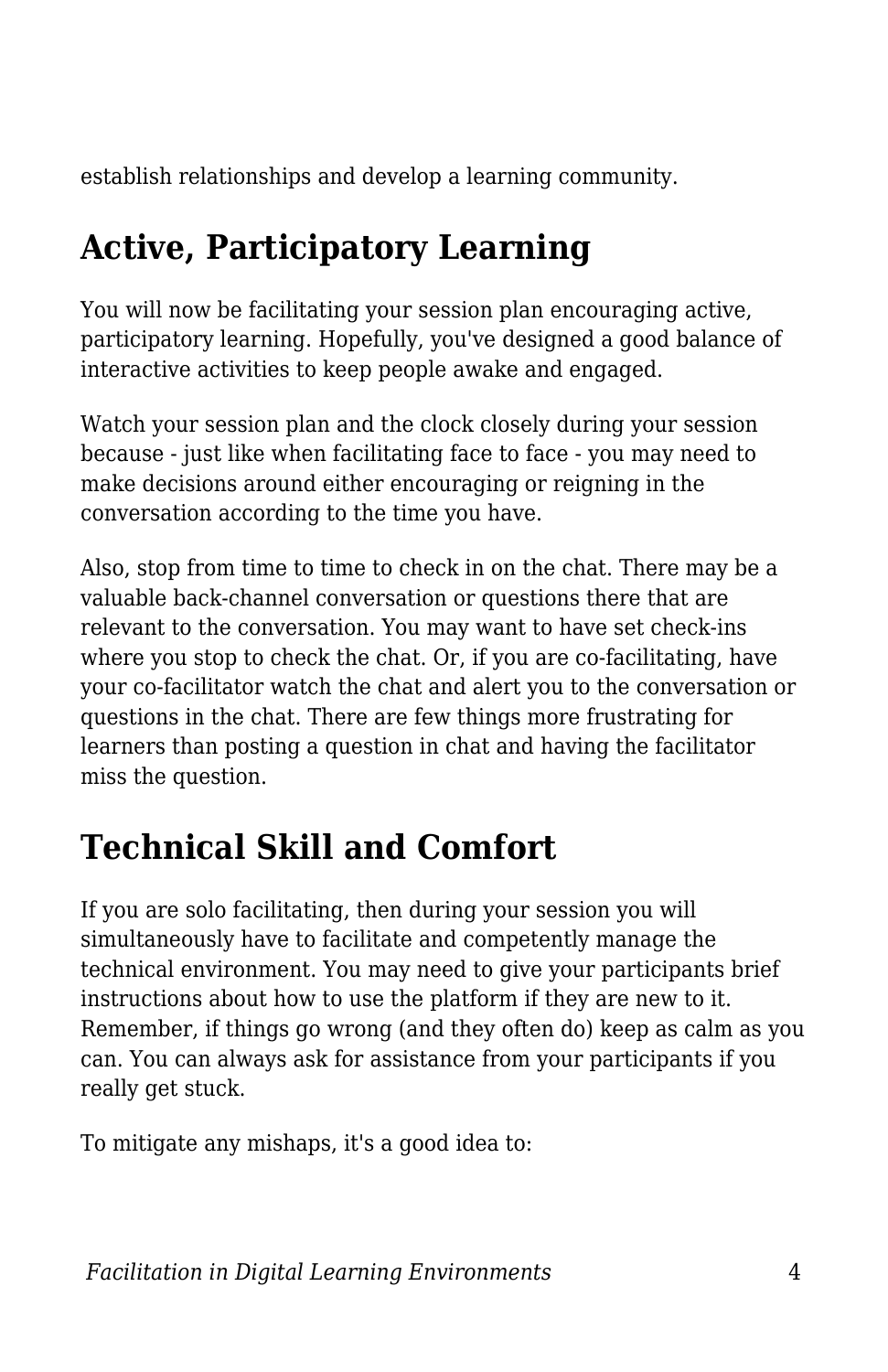establish relationships and develop a learning community.

## Active, Participatory Learning

You will now be facilitating your session plan encouraging active, participatory learning. Hopefully, you've designed a good balance of interactive activities to keep people awake and engaged.

Watch your session plan and the clock closely during your session because - just like when facilitating face to face - you may need to make decisions around either encouraging or reigning in the conversation according to the time you have.

Also, stop from time to time to check in on the chat. There may be a valuable back-channel conversation or questions there that are relevant to the conversation. You may want to have set check-ins where you stop to check the chat. Or, if you are co-facilitating, have your co-facilitator watch the chat and alert you to the conversation or questions in the chat. There are few things more frustrating for learners than posting a question in chat and having the facilitator miss the question.

## Technical Skill and Comfort

If you are solo facilitating, then during your session you will simultaneously have to facilitate and competently manage the technical environment. You may need to give your participants brief instructions about how to use the platform if they are new to it. Remember, if things go wrong (and they often do) keep as calm as you can. You can always ask for assistance from your participants if you really get stuck.

To mitigate any mishaps, it's a good idea to: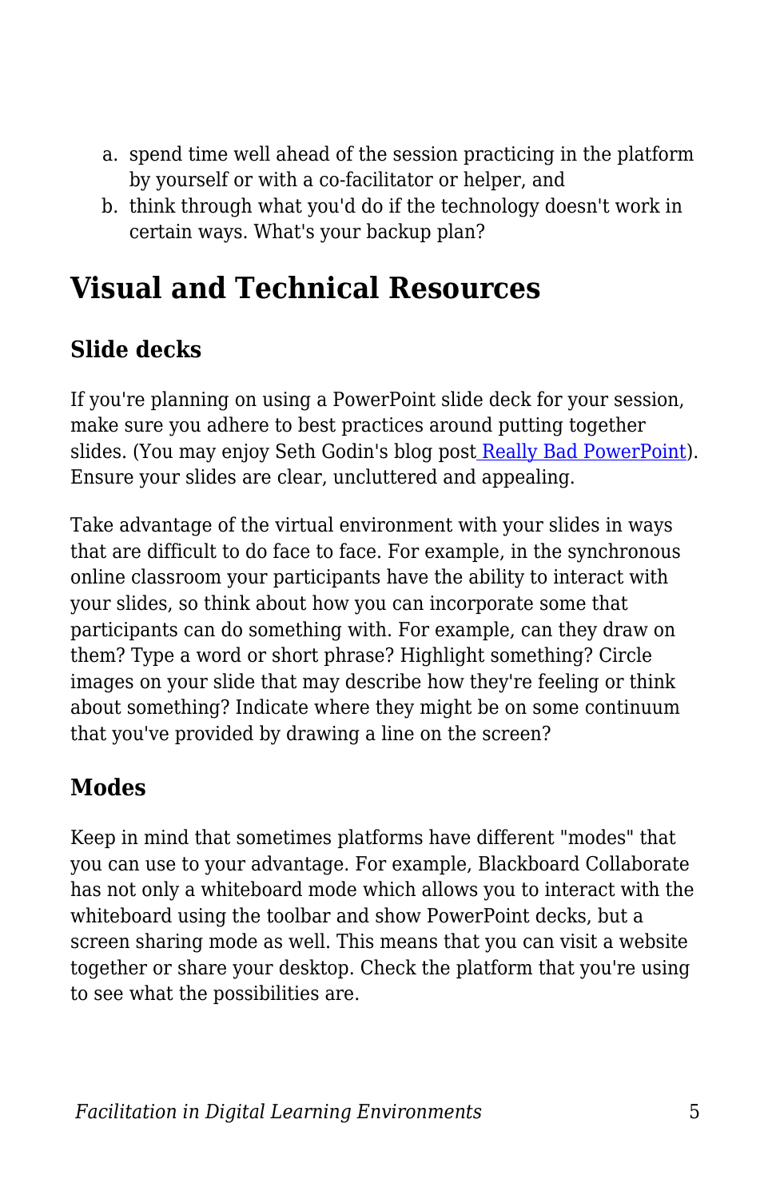a. spend time well ahead of the session practicing in the platform by yourself or with a co-facilitator or helper, and
b. think through what you'd do if the technology doesn't work in certain ways. What's your backup plan?

## Visual and Technical Resources

### Slide decks

If you're planning on using a PowerPoint slide deck for your session, make sure you adhere to best practices around putting together slides. (You may enjoy Seth Godin's blog post Really Bad PowerPoint). Ensure your slides are clear, uncluttered and appealing.

Take advantage of the virtual environment with your slides in ways that are difficult to do face to face. For example, in the synchronous online classroom your participants have the ability to interact with your slides, so think about how you can incorporate some that participants can do something with. For example, can they draw on them? Type a word or short phrase? Highlight something? Circle images on your slide that may describe how they're feeling or think about something? Indicate where they might be on some continuum that you've provided by drawing a line on the screen?

### Modes

Keep in mind that sometimes platforms have different "modes" that you can use to your advantage. For example, Blackboard Collaborate has not only a whiteboard mode which allows you to interact with the whiteboard using the toolbar and show PowerPoint decks, but a screen sharing mode as well. This means that you can visit a website together or share your desktop. Check the platform that you're using to see what the possibilities are.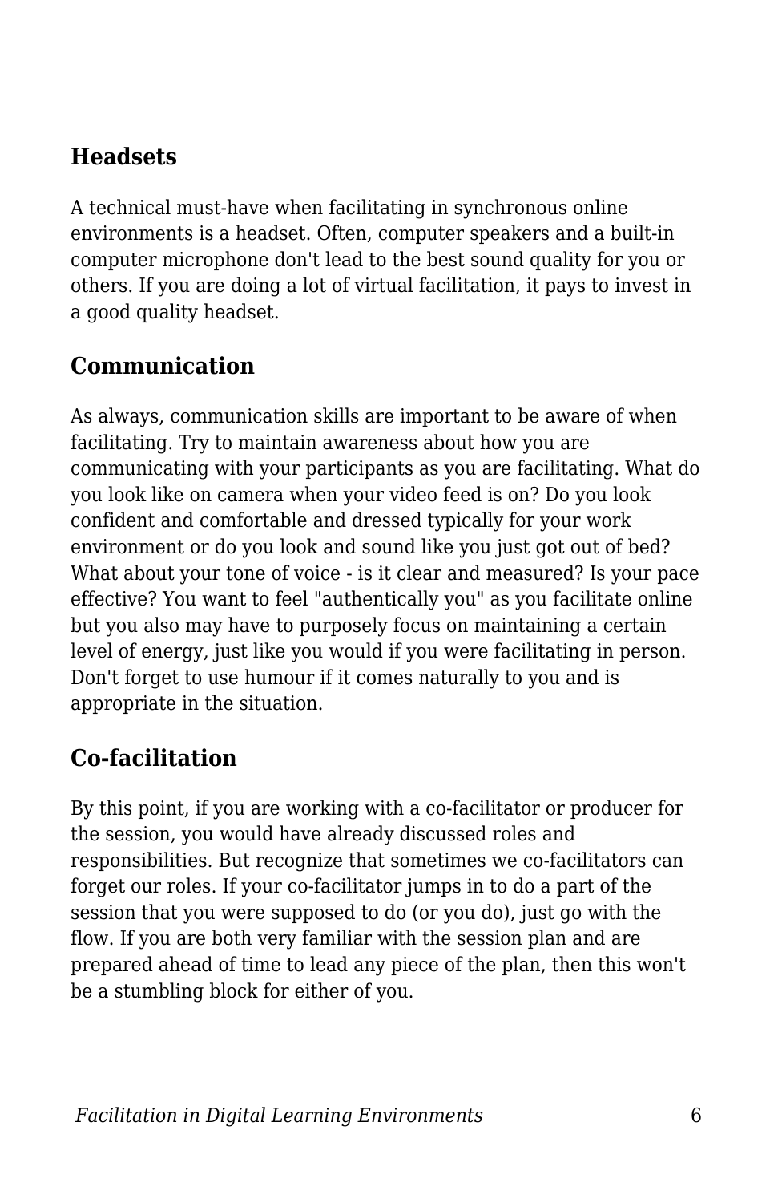## Headsets

A technical must-have when facilitating in synchronous online environments is a headset. Often, computer speakers and a built-in computer microphone don't lead to the best sound quality for you or others. If you are doing a lot of virtual facilitation, it pays to invest in a good quality headset.

## Communication

As always, communication skills are important to be aware of when facilitating. Try to maintain awareness about how you are communicating with your participants as you are facilitating. What do you look like on camera when your video feed is on? Do you look confident and comfortable and dressed typically for your work environment or do you look and sound like you just got out of bed? What about your tone of voice - is it clear and measured? Is your pace effective? You want to feel "authentically you" as you facilitate online but you also may have to purposely focus on maintaining a certain level of energy, just like you would if you were facilitating in person. Don't forget to use humour if it comes naturally to you and is appropriate in the situation.

## Co-facilitation

By this point, if you are working with a co-facilitator or producer for the session, you would have already discussed roles and responsibilities. But recognize that sometimes we co-facilitators can forget our roles. If your co-facilitator jumps in to do a part of the session that you were supposed to do (or you do), just go with the flow. If you are both very familiar with the session plan and are prepared ahead of time to lead any piece of the plan, then this won't be a stumbling block for either of you.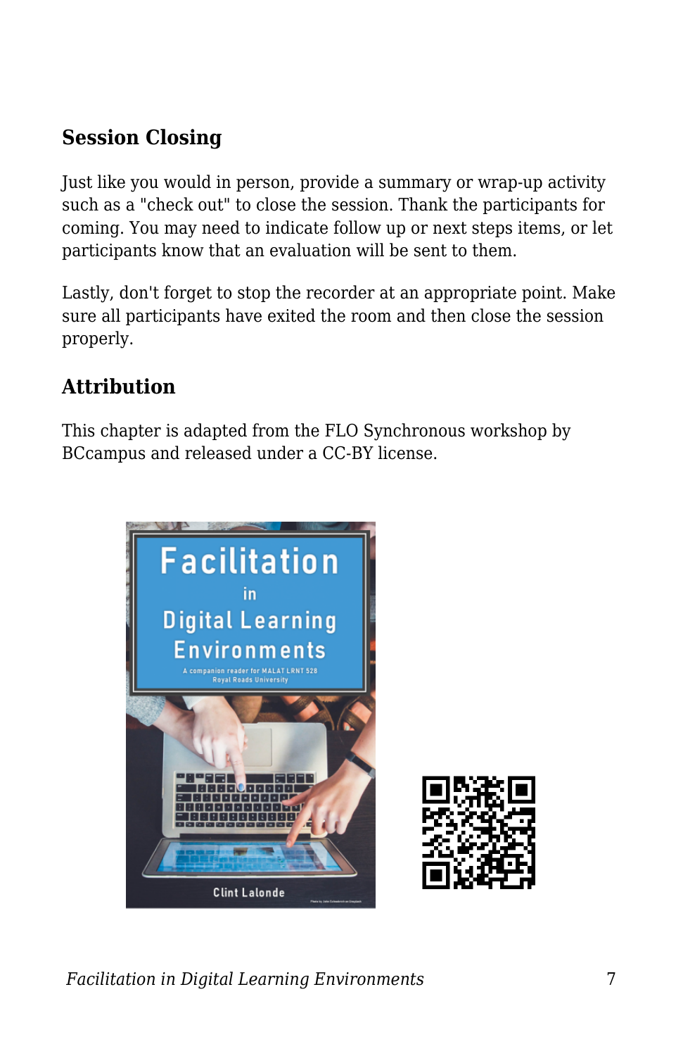## Session Closing

Just like you would in person, provide a summary or wrap-up activity such as a "check out" to close the session. Thank the participants for coming. You may need to indicate follow up or next steps items, or let participants know that an evaluation will be sent to them.

Lastly, don't forget to stop the recorder at an appropriate point. Make sure all participants have exited the room and then close the session properly.

## Attribution

This chapter is adapted from the FLO Synchronous workshop by BCcampus and released under a CC-BY license.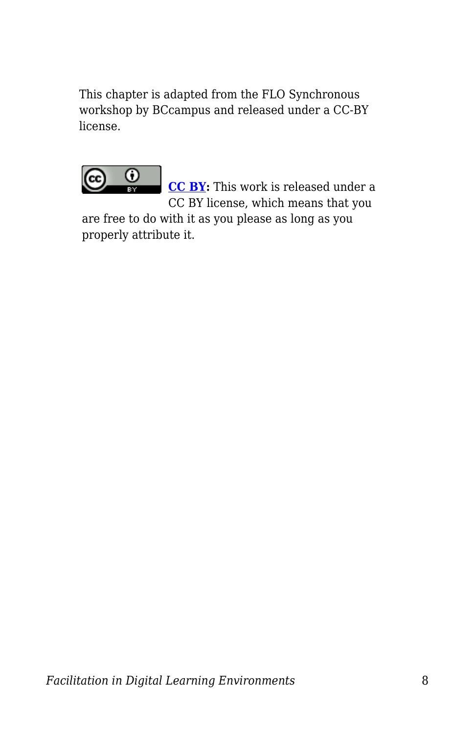This chapter is adapted from the FLO Synchronous workshop by BCcampus and released under a CC-BY license.

**CC BY:** This work is released under a CC BY license, which means that you are free to do with it as you please as long as you properly attribute it.